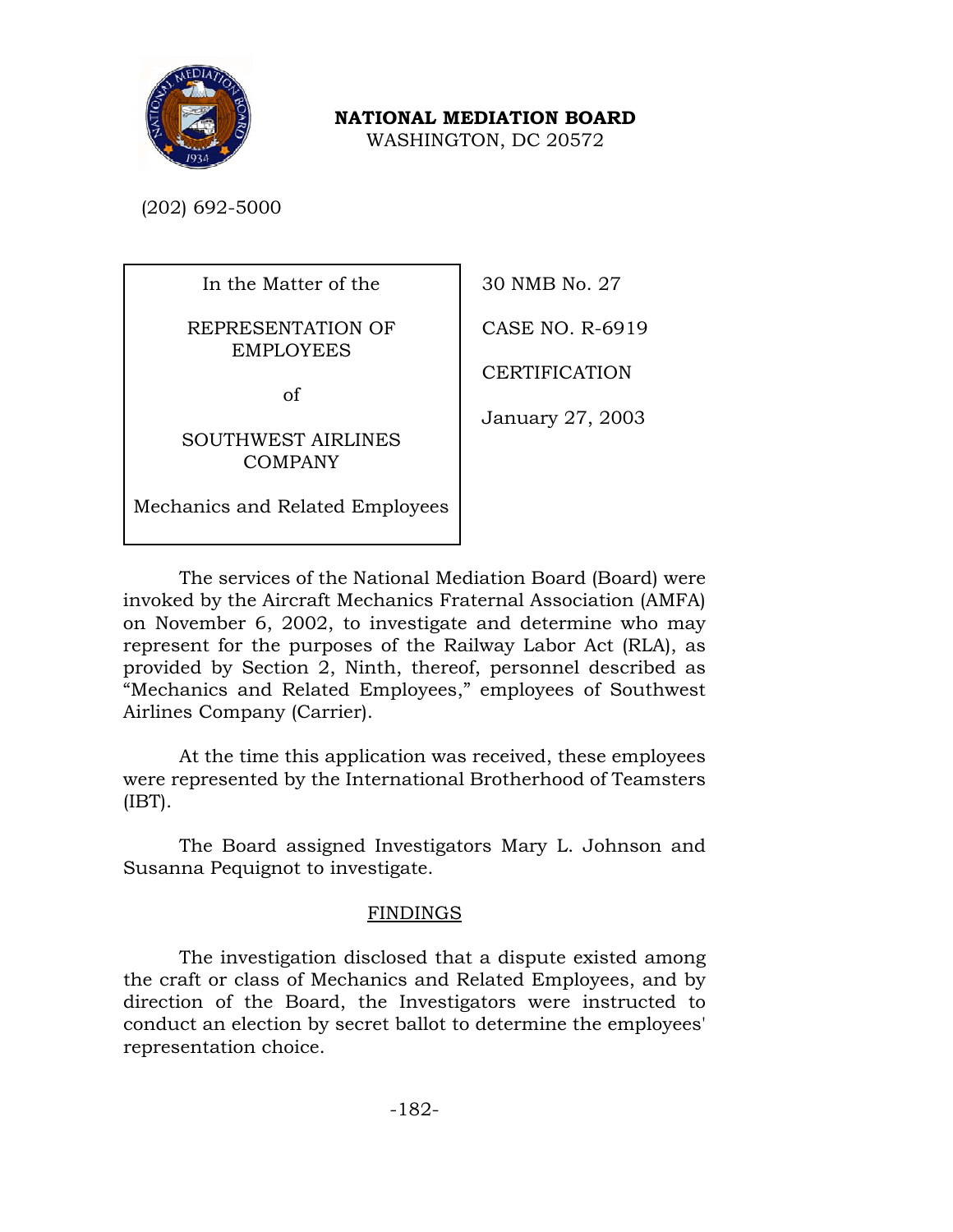**NATIONAL MEDIATION BOARD**
WASHINGTON, DC 20572

(202) 692-5000

| | |
|---|---|
| In the Matter of the<br><br>REPRESENTATION OF EMPLOYEES<br><br>of<br><br>SOUTHWEST AIRLINES COMPANY<br><br>Mechanics and Related Employees | 30 NMB No. 27<br><br>CASE NO. R-6919<br><br>CERTIFICATION<br><br>January 27, 2003 |

The services of the National Mediation Board (Board) were invoked by the Aircraft Mechanics Fraternal Association (AMFA) on November 6, 2002, to investigate and determine who may represent for the purposes of the Railway Labor Act (RLA), as provided by Section 2, Ninth, thereof, personnel described as "Mechanics and Related Employees," employees of Southwest Airlines Company (Carrier).

At the time this application was received, these employees were represented by the International Brotherhood of Teamsters (IBT).

The Board assigned Investigators Mary L. Johnson and Susanna Pequignot to investigate.

## FINDINGS

The investigation disclosed that a dispute existed among the craft or class of Mechanics and Related Employees, and by direction of the Board, the Investigators were instructed to conduct an election by secret ballot to determine the employees' representation choice.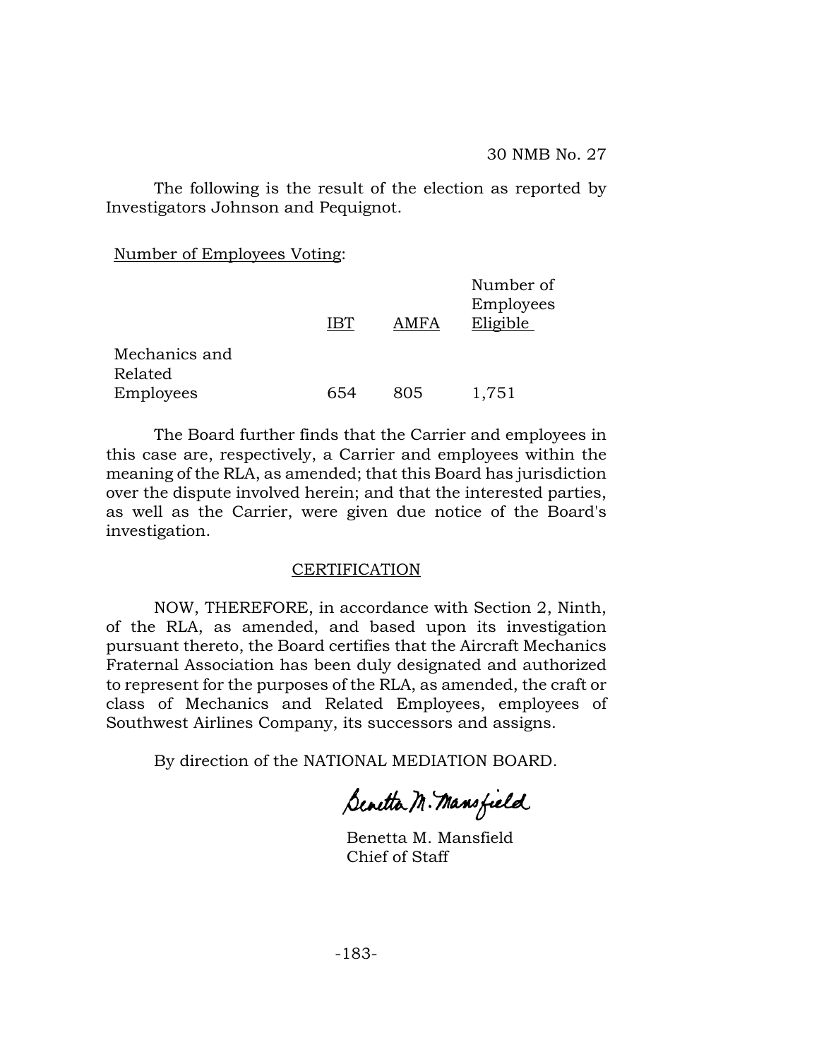The following is the result of the election as reported by Investigators Johnson and Pequignot.

Number of Employees Voting:

| | IBT | AMFA | Number of Employees Eligible |
|---|---|---|---|
| Mechanics and Related Employees | 654 | 805 | 1,751 |

The Board further finds that the Carrier and employees in this case are, respectively, a Carrier and employees within the meaning of the RLA, as amended; that this Board has jurisdiction over the dispute involved herein; and that the interested parties, as well as the Carrier, were given due notice of the Board's investigation.

## CERTIFICATION

NOW, THEREFORE, in accordance with Section 2, Ninth, of the RLA, as amended, and based upon its investigation pursuant thereto, the Board certifies that the Aircraft Mechanics Fraternal Association has been duly designated and authorized to represent for the purposes of the RLA, as amended, the craft or class of Mechanics and Related Employees, employees of Southwest Airlines Company, its successors and assigns.

By direction of the NATIONAL MEDIATION BOARD.

Benetta M. Mansfield
Chief of Staff